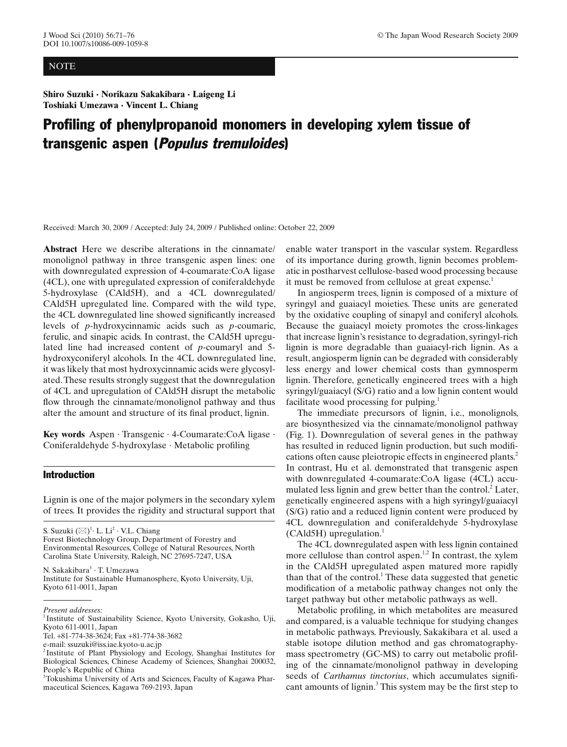NOTE

**Shiro Suzuki · Norikazu Sakakibara · Laigeng Li**
**Toshiaki Umezawa · Vincent L. Chiang**

# Profiling of phenylpropanoid monomers in developing xylem tissue of transgenic aspen (*Populus tremuloides*)

Received: March 30, 2009 / Accepted: July 24, 2009 / Published online: October 22, 2009

**Abstract** Here we describe alterations in the cinnamate/monolignol pathway in three transgenic aspen lines: one with downregulated expression of 4-coumarate:CoA ligase (4CL), one with upregulated expression of coniferaldehyde 5-hydroxylase (CAld5H), and a 4CL downregulated/CAld5H upregulated line. Compared with the wild type, the 4CL downregulated line showed significantly increased levels of *p*-hydroxycinnamic acids such as *p*-coumaric, ferulic, and sinapic acids. In contrast, the CAld5H upregulated line had increased content of *p*-coumaryl and 5-hydroxyconiferyl alcohols. In the 4CL downregulated line, it was likely that most hydroxycinnamic acids were glycosylated. These results strongly suggest that the downregulation of 4CL and upregulation of CAld5H disrupt the metabolic flow through the cinnamate/monolignol pathway and thus alter the amount and structure of its final product, lignin.

**Key words** Aspen · Transgenic · 4-Coumarate:CoA ligase · Coniferaldehyde 5-hydroxylase · Metabolic profiling

## Introduction

Lignin is one of the major polymers in the secondary xylem of trees. It provides the rigidity and structural support that enable water transport in the vascular system. Regardless of its importance during growth, lignin becomes problematic in postharvest cellulose-based wood processing because it must be removed from cellulose at great expense.[1]

In angiosperm trees, lignin is composed of a mixture of syringyl and guaiacyl moieties. These units are generated by the oxidative coupling of sinapyl and coniferyl alcohols. Because the guaiacyl moiety promotes the cross-linkages that increase lignin's resistance to degradation, syringyl-rich lignin is more degradable than guaiacyl-rich lignin. As a result, angiosperm lignin can be degraded with considerably less energy and lower chemical costs than gymnosperm lignin. Therefore, genetically engineered trees with a high syringyl/guaiacyl (S/G) ratio and a low lignin content would facilitate wood processing for pulping.[1]

The immediate precursors of lignin, i.e., monolignols, are biosynthesized via the cinnamate/monolignol pathway (Fig. 1). Downregulation of several genes in the pathway has resulted in reduced lignin production, but such modifications often cause pleiotropic effects in engineered plants.[2] In contrast, Hu et al. demonstrated that transgenic aspen with downregulated 4-coumarate:CoA ligase (4CL) accumulated less lignin and grew better than the control.[2] Later, genetically engineered aspens with a high syringyl/guaiacyl (S/G) ratio and a reduced lignin content were produced by 4CL downregulation and coniferaldehyde 5-hydroxylase (CAld5H) upregulation.[1]

The 4CL downregulated aspen with less lignin contained more cellulose than control aspen.[1,2] In contrast, the xylem in the CAld5H upregulated aspen matured more rapidly than that of the control.[1] These data suggested that genetic modification of a metabolic pathway changes not only the target pathway but other metabolic pathways as well.

Metabolic profiling, in which metabolites are measured and compared, is a valuable technique for studying changes in metabolic pathways. Previously, Sakakibara et al. used a stable isotope dilution method and gas chromatography-mass spectrometry (GC-MS) to carry out metabolic profiling of the cinnamate/monolignol pathway in developing seeds of *Carthamus tinctorius*, which accumulates significant amounts of lignin.[3] This system may be the first step to

---

S. Suzuki (✉)[1] · L. Li[2] · V.L. Chiang
Forest Biotechnology Group, Department of Forestry and Environmental Resources, College of Natural Resources, North Carolina State University, Raleigh, NC 27695-7247, USA

N. Sakakibara[3] · T. Umezawa
Institute for Sustainable Humanosphere, Kyoto University, Uji, Kyoto 611-0011, Japan

*Present addresses:*
[1]Institute of Sustainability Science, Kyoto University, Gokasho, Uji, Kyoto 611-0011, Japan
Tel. +81-774-38-3624; Fax +81-774-38-3682
e-mail: ssuzuki@iss.iae.kyoto-u.ac.jp
[2]Institute of Plant Physiology and Ecology, Shanghai Institutes for Biological Sciences, Chinese Academy of Sciences, Shanghai 200032, People's Republic of China
[3]Tokushima University of Arts and Sciences, Faculty of Kagawa Pharmaceutical Sciences, Kagawa 769-2193, Japan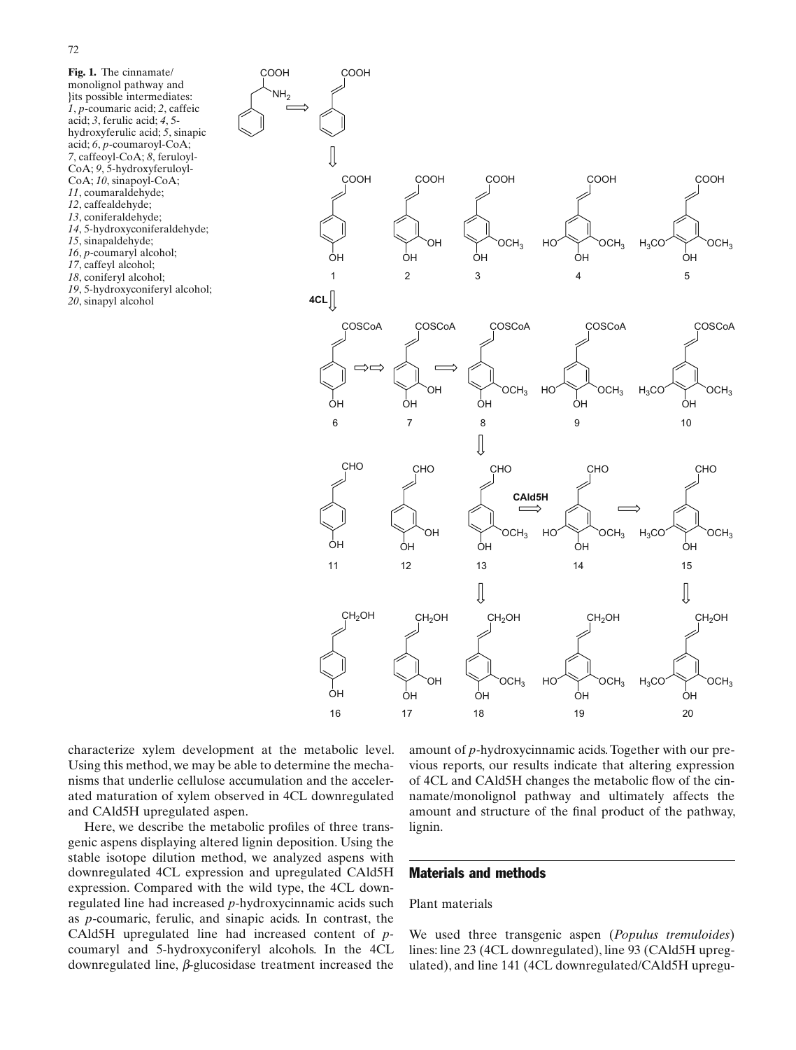**Fig. 1.** The cinnamate/monolignol pathway and }its possible intermediates: *1*, *p*-coumaric acid; *2*, caffeic acid; *3*, ferulic acid; *4*, 5-hydroxyferulic acid; *5*, sinapic acid; *6*, *p*-coumaroyl-CoA; *7*, caffeoyl-CoA; *8*, feruloyl-CoA; *9*, 5-hydroxyferuloyl-CoA; *10*, sinapoyl-CoA; *11*, coumaraldehyde; *12*, caffealdehyde; *13*, coniferaldehyde; *14*, 5-hydroxyconiferaldehyde; *15*, sinapaldehyde; *16*, *p*-coumaryl alcohol; *17*, caffeyl alcohol; *18*, coniferyl alcohol; *19*, 5-hydroxyconiferyl alcohol; *20*, sinapyl alcohol

characterize xylem development at the metabolic level. Using this method, we may be able to determine the mechanisms that underlie cellulose accumulation and the accelerated maturation of xylem observed in 4CL downregulated and CAld5H upregulated aspen.

Here, we describe the metabolic profiles of three transgenic aspens displaying altered lignin deposition. Using the stable isotope dilution method, we analyzed aspens with downregulated 4CL expression and upregulated CAld5H expression. Compared with the wild type, the 4CL downregulated line had increased *p*-hydroxycinnamic acids such as *p*-coumaric, ferulic, and sinapic acids. In contrast, the CAld5H upregulated line had increased content of *p*-coumaryl and 5-hydroxyconiferyl alcohols. In the 4CL downregulated line, $\beta$-glucosidase treatment increased the amount of *p*-hydroxycinnamic acids. Together with our previous reports, our results indicate that altering expression of 4CL and CAld5H changes the metabolic flow of the cinnamate/monolignol pathway and ultimately affects the amount and structure of the final product of the pathway, lignin.

## Materials and methods

### Plant materials

We used three transgenic aspen (*Populus tremuloides*) lines: line 23 (4CL downregulated), line 93 (CAld5H upregulated), and line 141 (4CL downregulated/CAld5H upregu-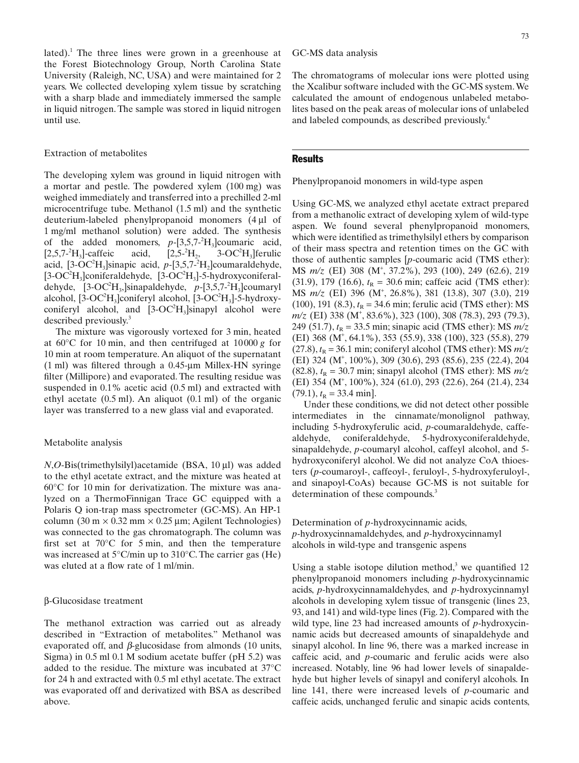lated).[1] The three lines were grown in a greenhouse at the Forest Biotechnology Group, North Carolina State University (Raleigh, NC, USA) and were maintained for 2 years. We collected developing xylem tissue by scratching with a sharp blade and immediately immersed the sample in liquid nitrogen. The sample was stored in liquid nitrogen until use.

### Extraction of metabolites

The developing xylem was ground in liquid nitrogen with a mortar and pestle. The powdered xylem (100 mg) was weighed immediately and transferred into a prechilled 2-ml microcentrifuge tube. Methanol (1.5 ml) and the synthetic deuterium-labeled phenylpropanoid monomers (4 µl of 1 mg/ml methanol solution) were added. The synthesis of the added monomers, *p*-[3,5,7-$^2H_3$]coumaric acid, [2,5,7-$^2H_3$]-caffeic acid, [2,5-$^2H_2$, 3-OC$^2H_3$]ferulic acid, [3-OC$^2H_3$]sinapic acid, *p*-[3,5,7-$^2H_2$]coumaraldehyde, [3-OC$^2H_3$]coniferaldehyde, [3-OC$^2H_3$]-5-hydroxyconiferaldehyde, [3-OC$^2H_3$]sinapaldehyde, *p*-[3,5,7-$^2H_3$]coumaryl alcohol, [3-OC$^2H_3$]coniferyl alcohol, [3-OC$^2H_3$]-5-hydroxyconiferyl alcohol, and [3-OC$^2H_3$]sinapyl alcohol were described previously.[3]

The mixture was vigorously vortexed for 3 min, heated at 60°C for 10 min, and then centrifuged at 10 000 *g* for 10 min at room temperature. An aliquot of the supernatant (1 ml) was filtered through a 0.45-µm Millex-HN syringe filter (Millipore) and evaporated. The resulting residue was suspended in 0.1% acetic acid (0.5 ml) and extracted with ethyl acetate (0.5 ml). An aliquot (0.1 ml) of the organic layer was transferred to a new glass vial and evaporated.

### Metabolite analysis

*N,O*-Bis(trimethylsilyl)acetamide (BSA, 10 µl) was added to the ethyl acetate extract, and the mixture was heated at 60°C for 10 min for derivatization. The mixture was analyzed on a ThermoFinnigan Trace GC equipped with a Polaris Q ion-trap mass spectrometer (GC-MS). An HP-1 column (30 m × 0.32 mm × 0.25 µm; Agilent Technologies) was connected to the gas chromatograph. The column was first set at 70°C for 5 min, and then the temperature was increased at 5°C/min up to 310°C. The carrier gas (He) was eluted at a flow rate of 1 ml/min.

### β-Glucosidase treatment

The methanol extraction was carried out as already described in "Extraction of metabolites." Methanol was evaporated off, and β-glucosidase from almonds (10 units, Sigma) in 0.5 ml 0.1 M sodium acetate buffer (pH 5.2) was added to the residue. The mixture was incubated at 37°C for 24 h and extracted with 0.5 ml ethyl acetate. The extract was evaporated off and derivatized with BSA as described above.

### GC-MS data analysis

The chromatograms of molecular ions were plotted using the Xcalibur software included with the GC-MS system. We calculated the amount of endogenous unlabeled metabolites based on the peak areas of molecular ions of unlabeled and labeled compounds, as described previously.[4]

## Results

### Phenylpropanoid monomers in wild-type aspen

Using GC-MS, we analyzed ethyl acetate extract prepared from a methanolic extract of developing xylem of wild-type aspen. We found several phenylpropanoid monomers, which were identified as trimethylsilyl ethers by comparison of their mass spectra and retention times on the GC with those of authentic samples [*p*-coumaric acid (TMS ether): MS *m/z* (EI) 308 ($M^+$, 37.2%), 293 (100), 249 (62.6), 219 (31.9), 179 (16.6), $t_R$ = 30.6 min; caffeic acid (TMS ether): MS *m/z* (EI) 396 ($M^+$, 26.8%), 381 (13.8), 307 (3.0), 219 (100), 191 (8.3), $t_R$ = 34.6 min; ferulic acid (TMS ether): MS *m/z* (EI) 338 ($M^+$, 83.6%), 323 (100), 308 (78.3), 293 (79.3), 249 (51.7), $t_R$ = 33.5 min; sinapic acid (TMS ether): MS *m/z* (EI) 368 ($M^+$, 64.1%), 353 (55.9), 338 (100), 323 (55.8), 279 (27.8), $t_R$ = 36.1 min; coniferyl alcohol (TMS ether): MS *m/z* (EI) 324 ($M^+$, 100%), 309 (30.6), 293 (85.6), 235 (22.4), 204 (82.8), $t_R$ = 30.7 min; sinapyl alcohol (TMS ether): MS *m/z* (EI) 354 ($M^+$, 100%), 324 (61.0), 293 (22.6), 264 (21.4), 234 (79.1), $t_R$ = 33.4 min].

Under these conditions, we did not detect other possible intermediates in the cinnamate/monolignol pathway, including 5-hydroxyferulic acid, *p*-coumaraldehyde, caffealdehyde, coniferaldehyde, 5-hydroxyconiferaldehyde, sinapaldehyde, *p*-coumaryl alcohol, caffeyl alcohol, and 5-hydroxyconiferyl alcohol. We did not analyze CoA thioesters (*p*-coumaroyl-, caffeoyl-, feruloyl-, 5-hydroxyferuloyl-, and sinapoyl-CoAs) because GC-MS is not suitable for determination of these compounds.[3]

### Determination of *p*-hydroxycinnamic acids, *p*-hydroxycinnamaldehydes, and *p*-hydroxycinnamyl alcohols in wild-type and transgenic aspens

Using a stable isotope dilution method,[3] we quantified 12 phenylpropanoid monomers including *p*-hydroxycinnamic acids, *p*-hydroxycinnamaldehydes, and *p*-hydroxycinnamyl alcohols in developing xylem tissue of transgenic (lines 23, 93, and 141) and wild-type lines (Fig. 2). Compared with the wild type, line 23 had increased amounts of *p*-hydroxycinnamic acids but decreased amounts of sinapaldehyde and sinapyl alcohol. In line 96, there was a marked increase in caffeic acid, and *p*-coumaric and ferulic acids were also increased. Notably, line 96 had lower levels of sinapaldehyde but higher levels of sinapyl and coniferyl alcohols. In line 141, there were increased levels of *p*-coumaric and caffeic acids, unchanged ferulic and sinapic acids contents,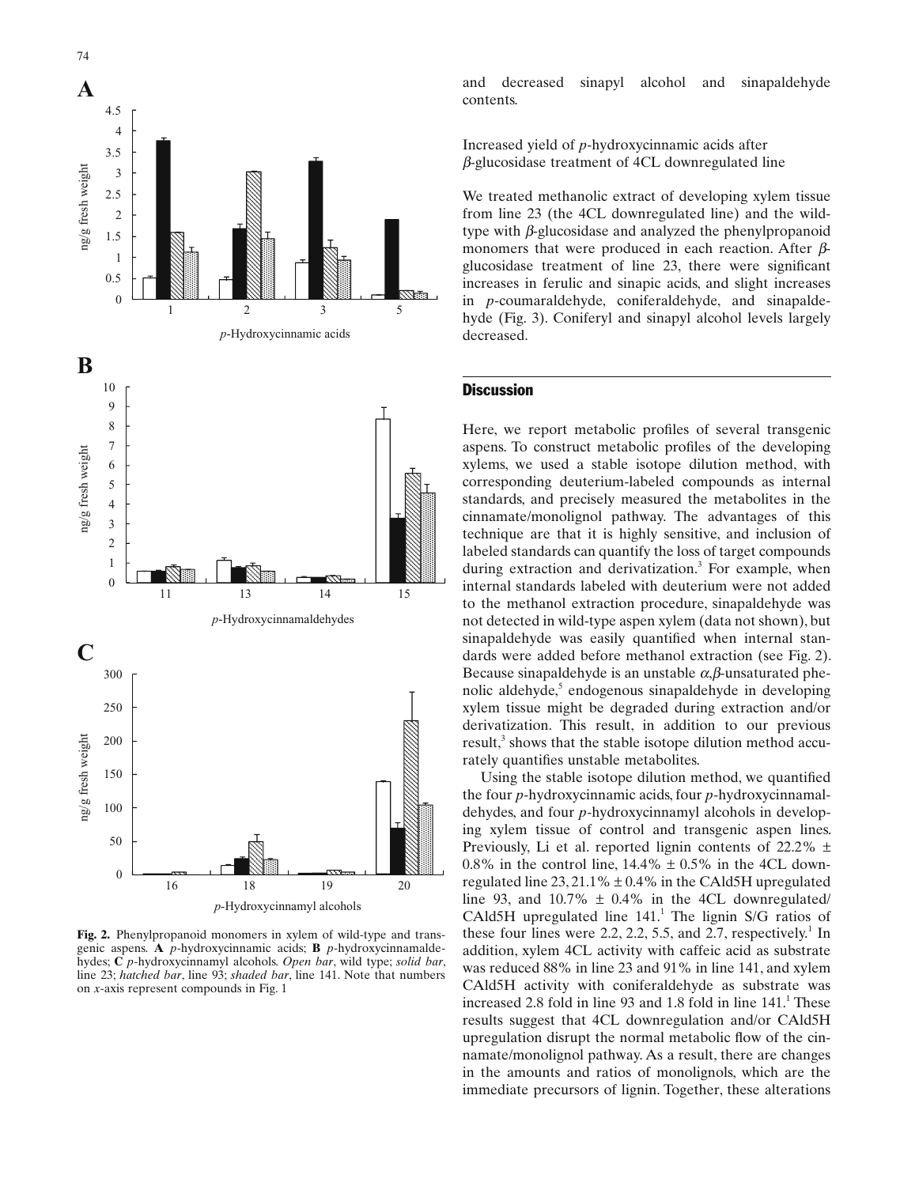**Fig. 2.** Phenylpropanoid monomers in xylem of wild-type and transgenic aspens. **A** *p*-hydroxycinnamic acids; **B** *p*-hydroxycinnamaldehydes; **C** *p*-hydroxycinnamyl alcohols. *Open bar*, wild type; *solid bar*, line 23; *hatched bar*, line 93; *shaded bar*, line 141. Note that numbers on *x*-axis represent compounds in Fig. 1

and decreased sinapyl alcohol and sinapaldehyde contents.

### Increased yield of *p*-hydroxycinnamic acids after $\beta$-glucosidase treatment of 4CL downregulated line

We treated methanolic extract of developing xylem tissue from line 23 (the 4CL downregulated line) and the wild-type with $\beta$-glucosidase and analyzed the phenylpropanoid monomers that were produced in each reaction. After $\beta$-glucosidase treatment of line 23, there were significant increases in ferulic and sinapic acids, and slight increases in *p*-coumaraldehyde, coniferaldehyde, and sinapaldehyde (Fig. 3). Coniferyl and sinapyl alcohol levels largely decreased.

## Discussion

Here, we report metabolic profiles of several transgenic aspens. To construct metabolic profiles of the developing xylems, we used a stable isotope dilution method, with corresponding deuterium-labeled compounds as internal standards, and precisely measured the metabolites in the cinnamate/monolignol pathway. The advantages of this technique are that it is highly sensitive, and inclusion of labeled standards can quantify the loss of target compounds during extraction and derivatization.[3] For example, when internal standards labeled with deuterium were not added to the methanol extraction procedure, sinapaldehyde was not detected in wild-type aspen xylem (data not shown), but sinapaldehyde was easily quantified when internal standards were added before methanol extraction (see Fig. 2). Because sinapaldehyde is an unstable $\alpha,\beta$-unsaturated phenolic aldehyde,[5] endogenous sinapaldehyde in developing xylem tissue might be degraded during extraction and/or derivatization. This result, in addition to our previous result,[3] shows that the stable isotope dilution method accurately quantifies unstable metabolites.

Using the stable isotope dilution method, we quantified the four *p*-hydroxycinnamic acids, four *p*-hydroxycinnamaldehydes, and four *p*-hydroxycinnamyl alcohols in developing xylem tissue of control and transgenic aspen lines. Previously, Li et al. reported lignin contents of 22.2% $\pm$ 0.8% in the control line, 14.4% $\pm$ 0.5% in the 4CL downregulated line 23, 21.1% $\pm$ 0.4% in the CAld5H upregulated line 93, and 10.7% $\pm$ 0.4% in the 4CL downregulated/CAld5H upregulated line 141.[1] The lignin S/G ratios of these four lines were 2.2, 2.2, 5.5, and 2.7, respectively.[1] In addition, xylem 4CL activity with caffeic acid as substrate was reduced 88% in line 23 and 91% in line 141, and xylem CAld5H activity with coniferaldehyde as substrate was increased 2.8 fold in line 93 and 1.8 fold in line 141.[1] These results suggest that 4CL downregulation and/or CAld5H upregulation disrupt the normal metabolic flow of the cinnamate/monolignol pathway. As a result, there are changes in the amounts and ratios of monolignols, which are the immediate precursors of lignin. Together, these alterations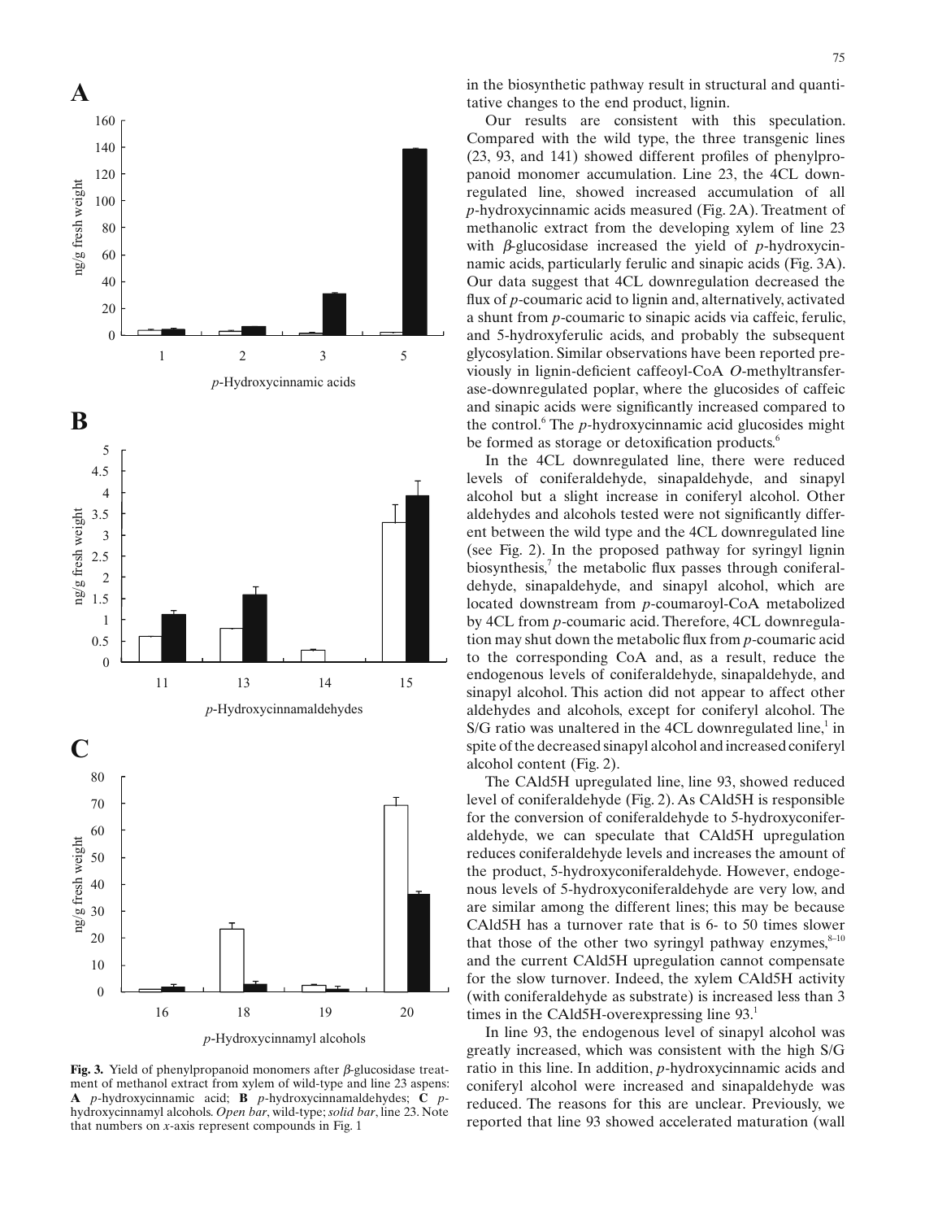**Fig. 3.** Yield of phenylpropanoid monomers after β-glucosidase treatment of methanol extract from xylem of wild-type and line 23 aspens: **A** *p*-hydroxycinnamic acid; **B** *p*-hydroxycinnamaldehydes; **C** *p*-hydroxycinnamyl alcohols. *Open bar*, wild-type; *solid bar*, line 23. Note that numbers on *x*-axis represent compounds in Fig. 1

in the biosynthetic pathway result in structural and quantitative changes to the end product, lignin.

Our results are consistent with this speculation. Compared with the wild type, the three transgenic lines (23, 93, and 141) showed different profiles of phenylpropanoid monomer accumulation. Line 23, the 4CL downregulated line, showed increased accumulation of all *p*-hydroxycinnamic acids measured (Fig. 2A). Treatment of methanolic extract from the developing xylem of line 23 with β-glucosidase increased the yield of *p*-hydroxycinnamic acids, particularly ferulic and sinapic acids (Fig. 3A). Our data suggest that 4CL downregulation decreased the flux of *p*-coumaric acid to lignin and, alternatively, activated a shunt from *p*-coumaric to sinapic acids via caffeic, ferulic, and 5-hydroxyferulic acids, and probably the subsequent glycosylation. Similar observations have been reported previously in lignin-deficient caffeoyl-CoA *O*-methyltransferase-downregulated poplar, where the glucosides of caffeic and sinapic acids were significantly increased compared to the control.[6] The *p*-hydroxycinnamic acid glucosides might be formed as storage or detoxification products.[6]

In the 4CL downregulated line, there were reduced levels of coniferaldehyde, sinapaldehyde, and sinapyl alcohol but a slight increase in coniferyl alcohol. Other aldehydes and alcohols tested were not significantly different between the wild type and the 4CL downregulated line (see Fig. 2). In the proposed pathway for syringyl lignin biosynthesis,[7] the metabolic flux passes through coniferaldehyde, sinapaldehyde, and sinapyl alcohol, which are located downstream from *p*-coumaroyl-CoA metabolized by 4CL from *p*-coumaric acid. Therefore, 4CL downregulation may shut down the metabolic flux from *p*-coumaric acid to the corresponding CoA and, as a result, reduce the endogenous levels of coniferaldehyde, sinapaldehyde, and sinapyl alcohol. This action did not appear to affect other aldehydes and alcohols, except for coniferyl alcohol. The S/G ratio was unaltered in the 4CL downregulated line,[1] in spite of the decreased sinapyl alcohol and increased coniferyl alcohol content (Fig. 2).

The CAld5H upregulated line, line 93, showed reduced level of coniferaldehyde (Fig. 2). As CAld5H is responsible for the conversion of coniferaldehyde to 5-hydroxyconiferaldehyde, we can speculate that CAld5H upregulation reduces coniferaldehyde levels and increases the amount of the product, 5-hydroxyconiferaldehyde. However, endogenous levels of 5-hydroxyconiferaldehyde are very low, and are similar among the different lines; this may be because CAld5H has a turnover rate that is 6- to 50 times slower that those of the other two syringyl pathway enzymes,[8–10] and the current CAld5H upregulation cannot compensate for the slow turnover. Indeed, the xylem CAld5H activity (with coniferaldehyde as substrate) is increased less than 3 times in the CAld5H-overexpressing line 93.[1]

In line 93, the endogenous level of sinapyl alcohol was greatly increased, which was consistent with the high S/G ratio in this line. In addition, *p*-hydroxycinnamic acids and coniferyl alcohol were increased and sinapaldehyde was reduced. The reasons for this are unclear. Previously, we reported that line 93 showed accelerated maturation (wall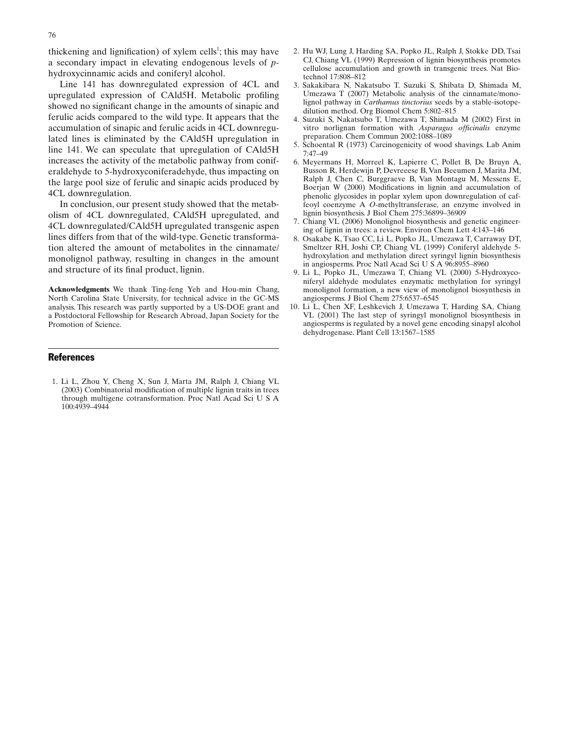thickening and lignification) of xylem cells[1]; this may have a secondary impact in elevating endogenous levels of *p*-hydroxycinnamic acids and coniferyl alcohol.

Line 141 has downregulated expression of 4CL and upregulated expression of CAld5H. Metabolic profiling showed no significant change in the amounts of sinapic and ferulic acids compared to the wild type. It appears that the accumulation of sinapic and ferulic acids in 4CL downregulated lines is eliminated by the CAld5H upregulation in line 141. We can speculate that upregulation of CAld5H increases the activity of the metabolic pathway from coniferaldehyde to 5-hydroxyconiferadehyde, thus impacting on the large pool size of ferulic and sinapic acids produced by 4CL downregulation.

In conclusion, our present study showed that the metabolism of 4CL downregulated, CAld5H upregulated, and 4CL downregulated/CAld5H upregulated transgenic aspen lines differs from that of the wild-type. Genetic transformation altered the amount of metabolites in the cinnamate/monolignol pathway, resulting in changes in the amount and structure of its final product, lignin.

**Acknowledgments** We thank Ting-feng Yeh and Hou-min Chang, North Carolina State University, for technical advice in the GC-MS analysis. This research was partly supported by a US-DOE grant and a Postdoctoral Fellowship for Research Abroad, Japan Society for the Promotion of Science.

## References

1. Li L, Zhou Y, Cheng X, Sun J, Marta JM, Ralph J, Chiang VL (2003) Combinatorial modification of multiple lignin traits in trees through multigene cotransformation. Proc Natl Acad Sci U S A 100:4939–4944
2. Hu WJ, Lung J, Harding SA, Popko JL, Ralph J, Stokke DD, Tsai CJ, Chiang VL (1999) Repression of lignin biosynthesis promotes cellulose accumulation and growth in transgenic trees. Nat Biotechnol 17:808–812
3. Sakakibara N, Nakatsubo T. Suzuki S, Shibata D, Shimada M, Umezawa T (2007) Metabolic analysis of the cinnamate/monolignol pathway in *Carthamus tinctorius* seeds by a stable-isotope-dilution method. Org Biomol Chem 5:802–815
4. Suzuki S, Nakatsubo T, Umezawa T, Shimada M (2002) First in vitro norlignan formation with *Asparagus officinalis* enzyme preparation. Chem Commun 2002:1088–1089
5. Schoental R (1973) Carcinogenicity of wood shavings. Lab Anim 7:47–49
6. Meyermans H, Morreel K, Lapierre C, Pollet B, De Bruyn A, Busson R, Herdewijn P, Devreeese B, Van Beeumen J, Marita JM, Ralph J, Chen C, Burggraeve B, Van Montagu M, Messens E, Boerjan W (2000) Modifications in lignin and accumulation of phenolic glycosides in poplar xylem upon downregulation of caffeoyl coenzyme A *O*-methyltransferase, an enzyme involved in lignin biosynthesis. J Biol Chem 275:36899–36909
7. Chiang VL (2006) Monolignol biosynthesis and genetic engineering of lignin in trees: a review. Environ Chem Lett 4:143–146
8. Osakabe K, Tsao CC, Li L, Popko JL, Umezawa T, Carraway DT, Smeltzer RH, Joshi CP, Chiang VL (1999) Coniferyl aldehyde 5-hydroxylation and methylation direct syringyl lignin biosynthesis in angiosperms. Proc Natl Acad Sci U S A 96:8955–8960
9. Li L, Popko JL, Umezawa T, Chiang VL (2000) 5-Hydroxyconiferyl aldehyde modulates enzymatic methylation for syringyl monolignol formation, a new view of monolignol biosynthesis in angiosperms. J Biol Chem 275:6537–6545
10. Li L, Chen XF, Leshkevich J, Umezawa T, Harding SA, Chiang VL (2001) The last step of syringyl monolignol biosynthesis in angiosperms is regulated by a novel gene encoding sinapyl alcohol dehydrogenase. Plant Cell 13:1567–1585